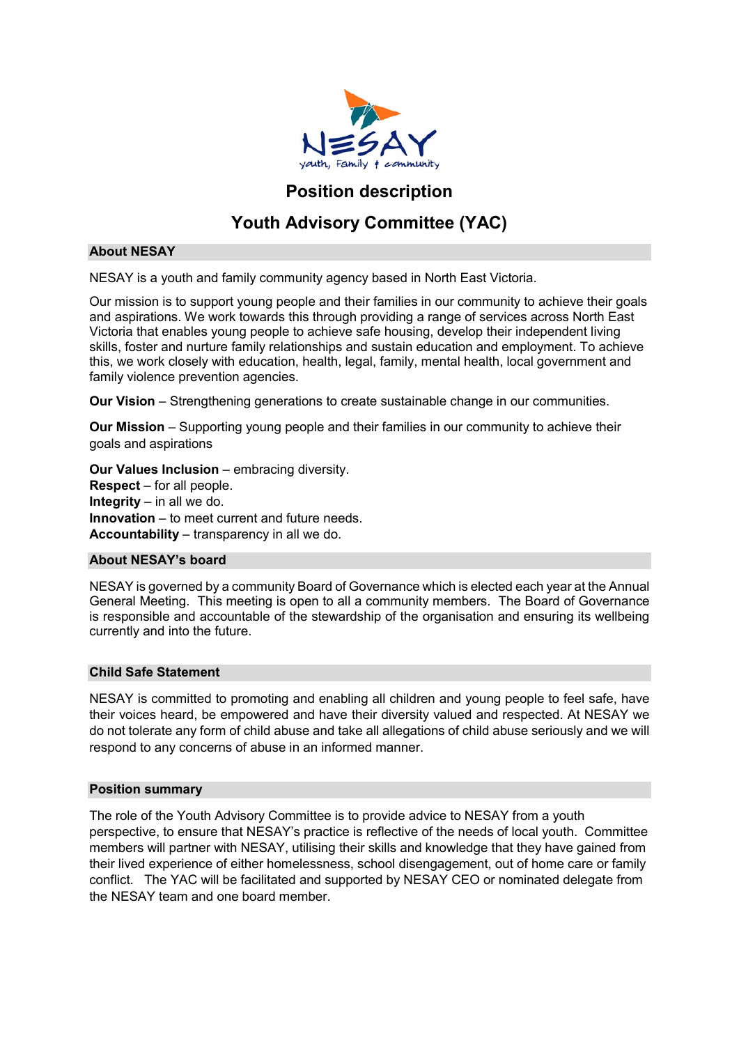NESAY

youth, Family & community

# Position description

# Youth Advisory Committee (YAC)

## About NESAY

NESAY is a youth and family community agency based in North East Victoria.

Our mission is to support young people and their families in our community to achieve their goals and aspirations. We work towards this through providing a range of services across North East Victoria that enables young people to achieve safe housing, develop their independent living skills, foster and nurture family relationships and sustain education and employment. To achieve this, we work closely with education, health, legal, family, mental health, local government and family violence prevention agencies.

**Our Vision** – Strengthening generations to create sustainable change in our communities.

**Our Mission** – Supporting young people and their families in our community to achieve their goals and aspirations

**Our Values Inclusion** – embracing diversity.
**Respect** – for all people.
**Integrity** – in all we do.
**Innovation** – to meet current and future needs.
**Accountability** – transparency in all we do.

## About NESAY's board

NESAY is governed by a community Board of Governance which is elected each year at the Annual General Meeting. This meeting is open to all a community members. The Board of Governance is responsible and accountable of the stewardship of the organisation and ensuring its wellbeing currently and into the future.

## Child Safe Statement

NESAY is committed to promoting and enabling all children and young people to feel safe, have their voices heard, be empowered and have their diversity valued and respected. At NESAY we do not tolerate any form of child abuse and take all allegations of child abuse seriously and we will respond to any concerns of abuse in an informed manner.

## Position summary

The role of the Youth Advisory Committee is to provide advice to NESAY from a youth perspective, to ensure that NESAY's practice is reflective of the needs of local youth. Committee members will partner with NESAY, utilising their skills and knowledge that they have gained from their lived experience of either homelessness, school disengagement, out of home care or family conflict. The YAC will be facilitated and supported by NESAY CEO or nominated delegate from the NESAY team and one board member.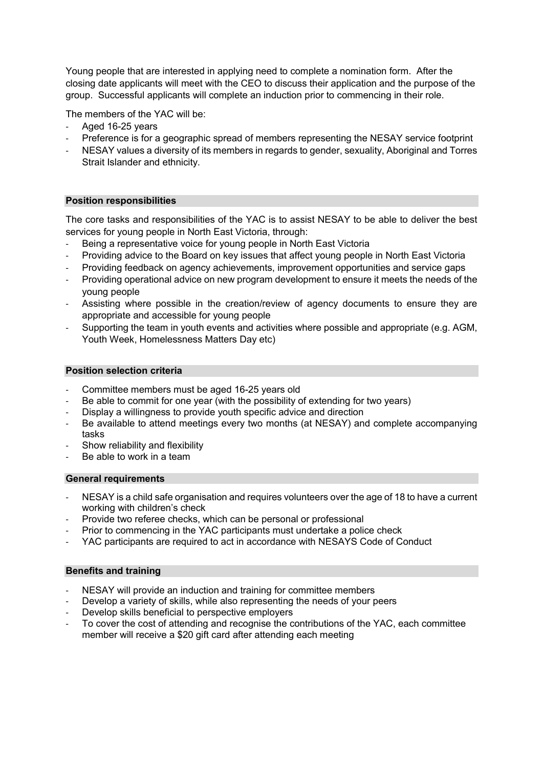Young people that are interested in applying need to complete a nomination form. After the closing date applicants will meet with the CEO to discuss their application and the purpose of the group. Successful applicants will complete an induction prior to commencing in their role.

The members of the YAC will be:

- Aged 16-25 years
- Preference is for a geographic spread of members representing the NESAY service footprint
- NESAY values a diversity of its members in regards to gender, sexuality, Aboriginal and Torres Strait Islander and ethnicity.

## Position responsibilities

The core tasks and responsibilities of the YAC is to assist NESAY to be able to deliver the best services for young people in North East Victoria, through:

- Being a representative voice for young people in North East Victoria
- Providing advice to the Board on key issues that affect young people in North East Victoria
- Providing feedback on agency achievements, improvement opportunities and service gaps
- Providing operational advice on new program development to ensure it meets the needs of the young people
- Assisting where possible in the creation/review of agency documents to ensure they are appropriate and accessible for young people
- Supporting the team in youth events and activities where possible and appropriate (e.g. AGM, Youth Week, Homelessness Matters Day etc)

## Position selection criteria

- Committee members must be aged 16-25 years old
- Be able to commit for one year (with the possibility of extending for two years)
- Display a willingness to provide youth specific advice and direction
- Be available to attend meetings every two months (at NESAY) and complete accompanying tasks
- Show reliability and flexibility
- Be able to work in a team

## General requirements

- NESAY is a child safe organisation and requires volunteers over the age of 18 to have a current working with children's check
- Provide two referee checks, which can be personal or professional
- Prior to commencing in the YAC participants must undertake a police check
- YAC participants are required to act in accordance with NESAYS Code of Conduct

## Benefits and training

- NESAY will provide an induction and training for committee members
- Develop a variety of skills, while also representing the needs of your peers
- Develop skills beneficial to perspective employers
- To cover the cost of attending and recognise the contributions of the YAC, each committee member will receive a $20 gift card after attending each meeting